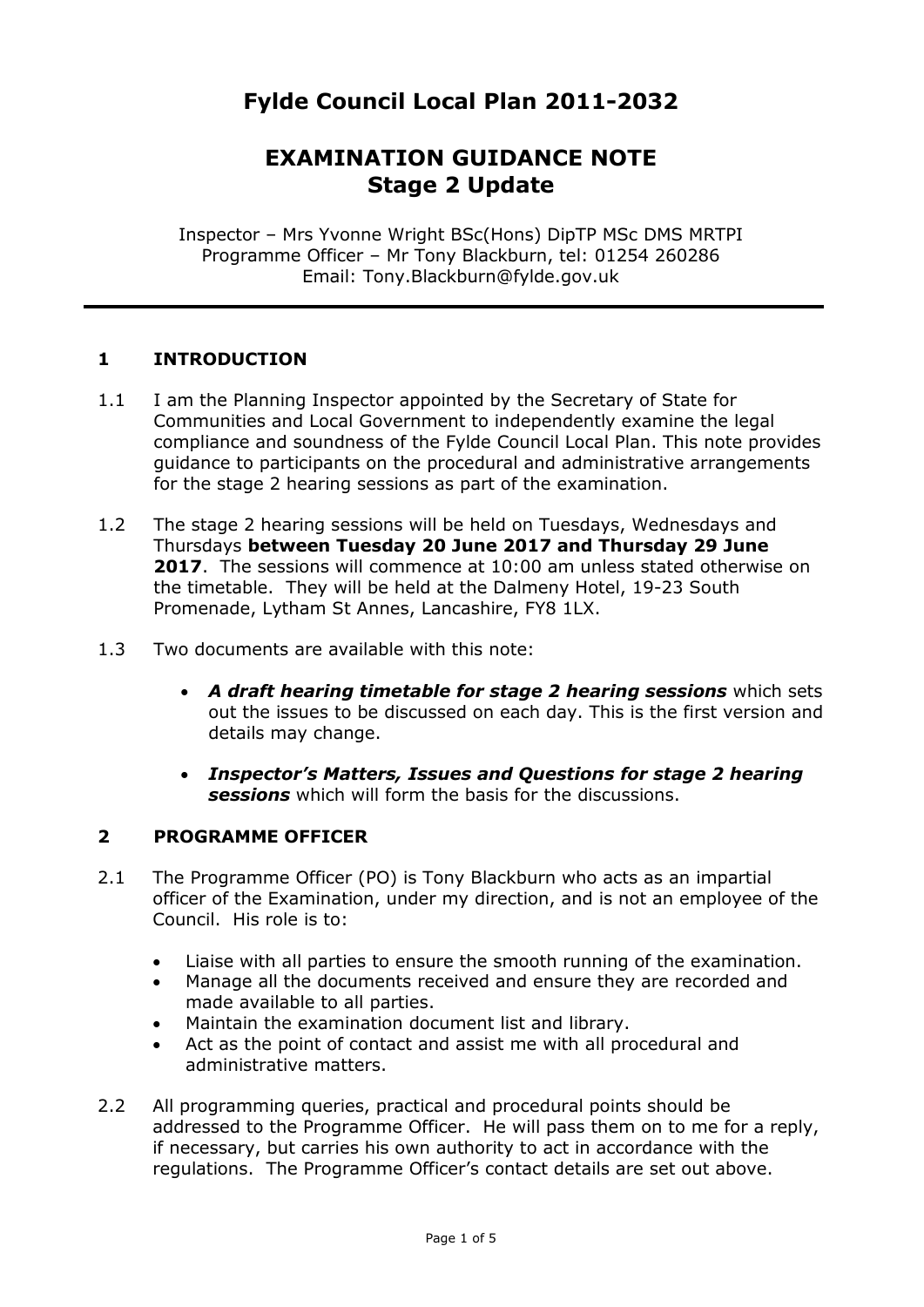# Fylde Council Local Plan 2011-2032

## EXAMINATION GUIDANCE NOTE
## Stage 2 Update

Inspector – Mrs Yvonne Wright BSc(Hons) DipTP MSc DMS MRTPI
Programme Officer – Mr Tony Blackburn, tel: 01254 260286
Email: Tony.Blackburn@fylde.gov.uk

---

### 1 INTRODUCTION

1.1 I am the Planning Inspector appointed by the Secretary of State for Communities and Local Government to independently examine the legal compliance and soundness of the Fylde Council Local Plan. This note provides guidance to participants on the procedural and administrative arrangements for the stage 2 hearing sessions as part of the examination.

1.2 The stage 2 hearing sessions will be held on Tuesdays, Wednesdays and Thursdays **between Tuesday 20 June 2017 and Thursday 29 June 2017**. The sessions will commence at 10:00 am unless stated otherwise on the timetable. They will be held at the Dalmeny Hotel, 19-23 South Promenade, Lytham St Annes, Lancashire, FY8 1LX.

1.3 Two documents are available with this note:

- ***A draft hearing timetable for stage 2 hearing sessions*** which sets out the issues to be discussed on each day. This is the first version and details may change.
- ***Inspector's Matters, Issues and Questions for stage 2 hearing sessions*** which will form the basis for the discussions.

### 2 PROGRAMME OFFICER

2.1 The Programme Officer (PO) is Tony Blackburn who acts as an impartial officer of the Examination, under my direction, and is not an employee of the Council. His role is to:

- Liaise with all parties to ensure the smooth running of the examination.
- Manage all the documents received and ensure they are recorded and made available to all parties.
- Maintain the examination document list and library.
- Act as the point of contact and assist me with all procedural and administrative matters.

2.2 All programming queries, practical and procedural points should be addressed to the Programme Officer. He will pass them on to me for a reply, if necessary, but carries his own authority to act in accordance with the regulations. The Programme Officer's contact details are set out above.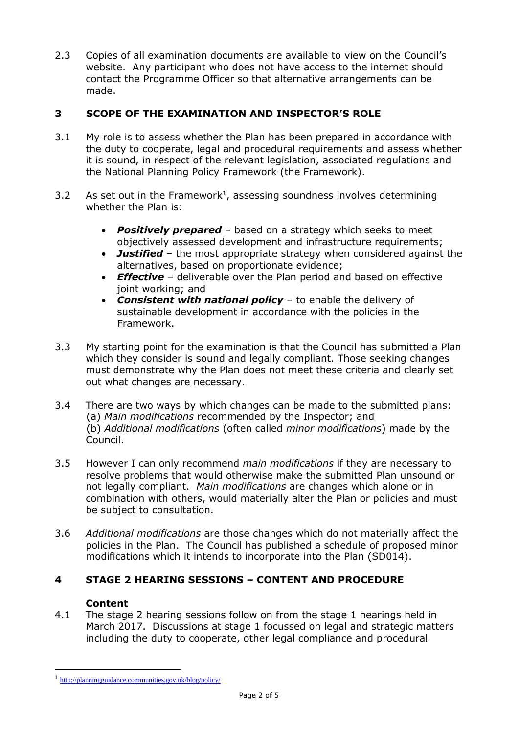2.3 Copies of all examination documents are available to view on the Council's website. Any participant who does not have access to the internet should contact the Programme Officer so that alternative arrangements can be made.

## 3 SCOPE OF THE EXAMINATION AND INSPECTOR'S ROLE

3.1 My role is to assess whether the Plan has been prepared in accordance with the duty to cooperate, legal and procedural requirements and assess whether it is sound, in respect of the relevant legislation, associated regulations and the National Planning Policy Framework (the Framework).

3.2 As set out in the Framework[1], assessing soundness involves determining whether the Plan is:

- ***Positively prepared*** – based on a strategy which seeks to meet objectively assessed development and infrastructure requirements;
- ***Justified*** – the most appropriate strategy when considered against the alternatives, based on proportionate evidence;
- ***Effective*** – deliverable over the Plan period and based on effective joint working; and
- ***Consistent with national policy*** – to enable the delivery of sustainable development in accordance with the policies in the Framework.

3.3 My starting point for the examination is that the Council has submitted a Plan which they consider is sound and legally compliant. Those seeking changes must demonstrate why the Plan does not meet these criteria and clearly set out what changes are necessary.

3.4 There are two ways by which changes can be made to the submitted plans:
(a) *Main modifications* recommended by the Inspector; and
(b) *Additional modifications* (often called *minor modifications*) made by the Council.

3.5 However I can only recommend *main modifications* if they are necessary to resolve problems that would otherwise make the submitted Plan unsound or not legally compliant. *Main modifications* are changes which alone or in combination with others, would materially alter the Plan or policies and must be subject to consultation.

3.6 *Additional modifications* are those changes which do not materially affect the policies in the Plan. The Council has published a schedule of proposed minor modifications which it intends to incorporate into the Plan (SD014).

## 4 STAGE 2 HEARING SESSIONS – CONTENT AND PROCEDURE

### Content

4.1 The stage 2 hearing sessions follow on from the stage 1 hearings held in March 2017. Discussions at stage 1 focussed on legal and strategic matters including the duty to cooperate, other legal compliance and procedural

---

[1] http://planningguidance.communities.gov.uk/blog/policy/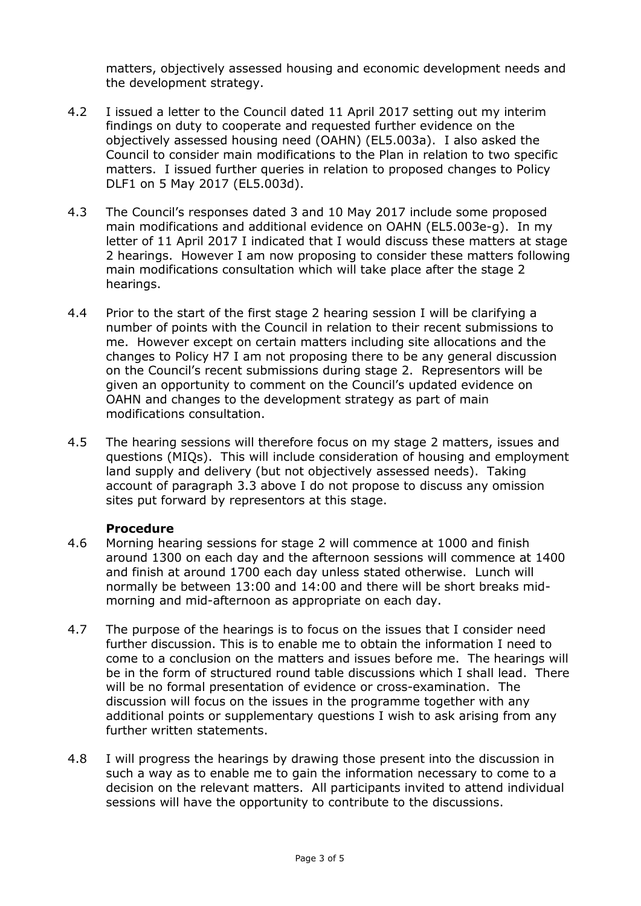matters, objectively assessed housing and economic development needs and the development strategy.

4.2 I issued a letter to the Council dated 11 April 2017 setting out my interim findings on duty to cooperate and requested further evidence on the objectively assessed housing need (OAHN) (EL5.003a). I also asked the Council to consider main modifications to the Plan in relation to two specific matters. I issued further queries in relation to proposed changes to Policy DLF1 on 5 May 2017 (EL5.003d).

4.3 The Council's responses dated 3 and 10 May 2017 include some proposed main modifications and additional evidence on OAHN (EL5.003e-g). In my letter of 11 April 2017 I indicated that I would discuss these matters at stage 2 hearings. However I am now proposing to consider these matters following main modifications consultation which will take place after the stage 2 hearings.

4.4 Prior to the start of the first stage 2 hearing session I will be clarifying a number of points with the Council in relation to their recent submissions to me. However except on certain matters including site allocations and the changes to Policy H7 I am not proposing there to be any general discussion on the Council's recent submissions during stage 2. Representors will be given an opportunity to comment on the Council's updated evidence on OAHN and changes to the development strategy as part of main modifications consultation.

4.5 The hearing sessions will therefore focus on my stage 2 matters, issues and questions (MIQs). This will include consideration of housing and employment land supply and delivery (but not objectively assessed needs). Taking account of paragraph 3.3 above I do not propose to discuss any omission sites put forward by representors at this stage.

### Procedure

4.6 Morning hearing sessions for stage 2 will commence at 1000 and finish around 1300 on each day and the afternoon sessions will commence at 1400 and finish at around 1700 each day unless stated otherwise. Lunch will normally be between 13:00 and 14:00 and there will be short breaks mid-morning and mid-afternoon as appropriate on each day.

4.7 The purpose of the hearings is to focus on the issues that I consider need further discussion. This is to enable me to obtain the information I need to come to a conclusion on the matters and issues before me. The hearings will be in the form of structured round table discussions which I shall lead. There will be no formal presentation of evidence or cross-examination. The discussion will focus on the issues in the programme together with any additional points or supplementary questions I wish to ask arising from any further written statements.

4.8 I will progress the hearings by drawing those present into the discussion in such a way as to enable me to gain the information necessary to come to a decision on the relevant matters. All participants invited to attend individual sessions will have the opportunity to contribute to the discussions.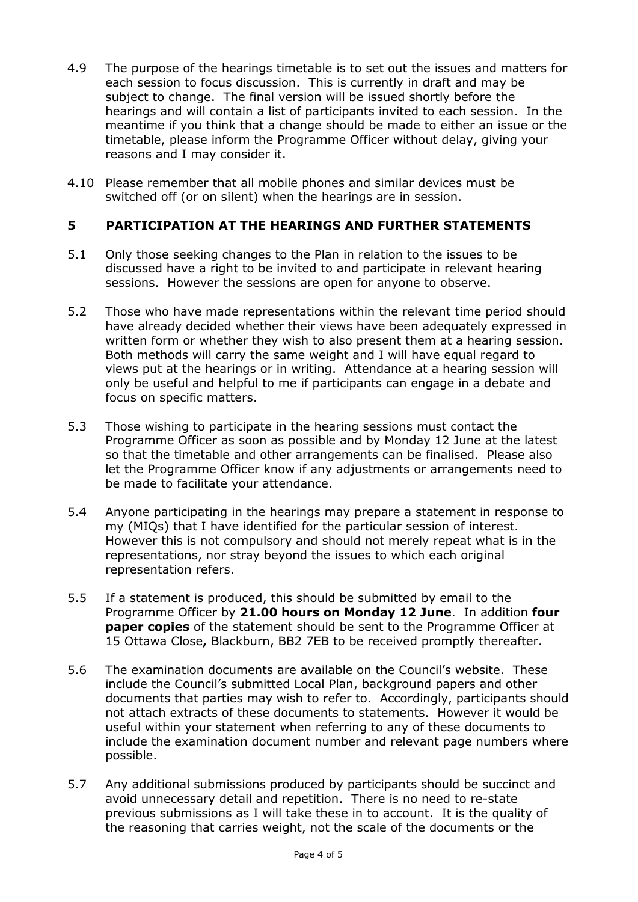4.9 The purpose of the hearings timetable is to set out the issues and matters for each session to focus discussion. This is currently in draft and may be subject to change. The final version will be issued shortly before the hearings and will contain a list of participants invited to each session. In the meantime if you think that a change should be made to either an issue or the timetable, please inform the Programme Officer without delay, giving your reasons and I may consider it.

4.10 Please remember that all mobile phones and similar devices must be switched off (or on silent) when the hearings are in session.

## 5 PARTICIPATION AT THE HEARINGS AND FURTHER STATEMENTS

5.1 Only those seeking changes to the Plan in relation to the issues to be discussed have a right to be invited to and participate in relevant hearing sessions. However the sessions are open for anyone to observe.

5.2 Those who have made representations within the relevant time period should have already decided whether their views have been adequately expressed in written form or whether they wish to also present them at a hearing session. Both methods will carry the same weight and I will have equal regard to views put at the hearings or in writing. Attendance at a hearing session will only be useful and helpful to me if participants can engage in a debate and focus on specific matters.

5.3 Those wishing to participate in the hearing sessions must contact the Programme Officer as soon as possible and by Monday 12 June at the latest so that the timetable and other arrangements can be finalised. Please also let the Programme Officer know if any adjustments or arrangements need to be made to facilitate your attendance.

5.4 Anyone participating in the hearings may prepare a statement in response to my (MIQs) that I have identified for the particular session of interest. However this is not compulsory and should not merely repeat what is in the representations, nor stray beyond the issues to which each original representation refers.

5.5 If a statement is produced, this should be submitted by email to the Programme Officer by **21.00 hours on Monday 12 June**. In addition **four paper copies** of the statement should be sent to the Programme Officer at 15 Ottawa Close**,** Blackburn, BB2 7EB to be received promptly thereafter.

5.6 The examination documents are available on the Council's website. These include the Council's submitted Local Plan, background papers and other documents that parties may wish to refer to. Accordingly, participants should not attach extracts of these documents to statements. However it would be useful within your statement when referring to any of these documents to include the examination document number and relevant page numbers where possible.

5.7 Any additional submissions produced by participants should be succinct and avoid unnecessary detail and repetition. There is no need to re-state previous submissions as I will take these in to account. It is the quality of the reasoning that carries weight, not the scale of the documents or the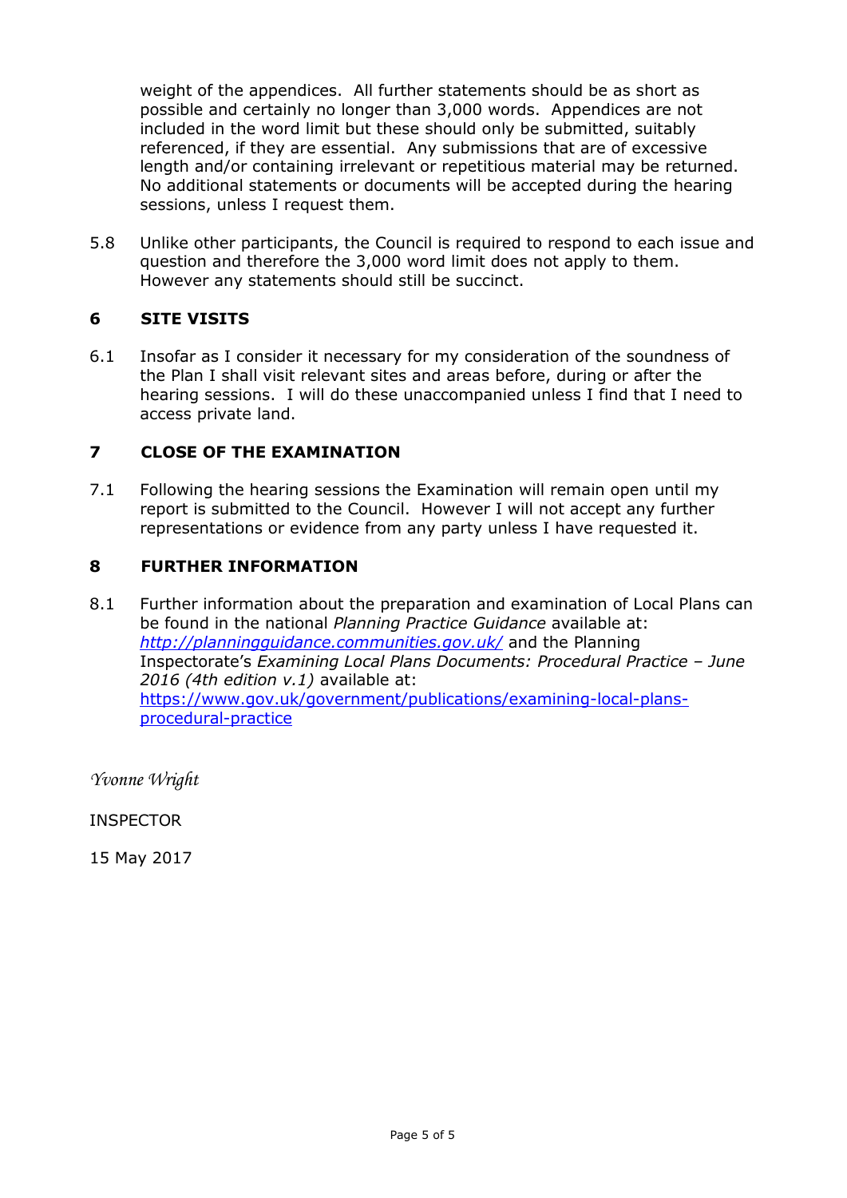weight of the appendices. All further statements should be as short as possible and certainly no longer than 3,000 words. Appendices are not included in the word limit but these should only be submitted, suitably referenced, if they are essential. Any submissions that are of excessive length and/or containing irrelevant or repetitious material may be returned. No additional statements or documents will be accepted during the hearing sessions, unless I request them.

5.8 Unlike other participants, the Council is required to respond to each issue and question and therefore the 3,000 word limit does not apply to them. However any statements should still be succinct.

## 6 SITE VISITS

6.1 Insofar as I consider it necessary for my consideration of the soundness of the Plan I shall visit relevant sites and areas before, during or after the hearing sessions. I will do these unaccompanied unless I find that I need to access private land.

## 7 CLOSE OF THE EXAMINATION

7.1 Following the hearing sessions the Examination will remain open until my report is submitted to the Council. However I will not accept any further representations or evidence from any party unless I have requested it.

## 8 FURTHER INFORMATION

8.1 Further information about the preparation and examination of Local Plans can be found in the national *Planning Practice Guidance* available at: *http://planningguidance.communities.gov.uk/* and the Planning Inspectorate's *Examining Local Plans Documents: Procedural Practice – June 2016 (4th edition v.1)* available at: https://www.gov.uk/government/publications/examining-local-plans-procedural-practice

*Yvonne Wright*

INSPECTOR

15 May 2017